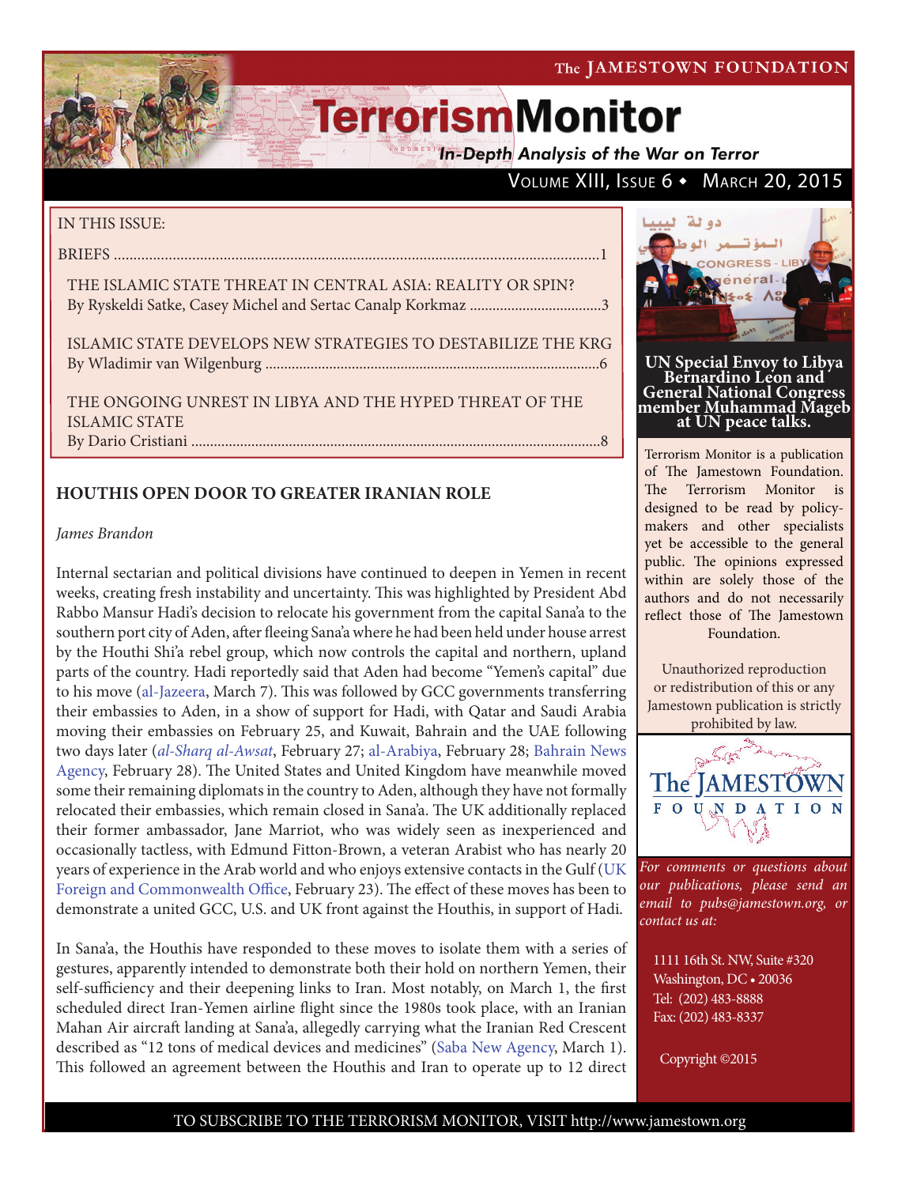The JAMESTOWN FOUNDATION

# TerrorismMonitor

*In-Depth Analysis of the War on Terror*

Volume XIII, Issue 6 • March 20, 2015

IN THIS ISSUE:

BRIEFS ............................................................................................................................1

THE ISLAMIC STATE THREAT IN CENTRAL ASIA: REALITY OR SPIN?
By Ryskeldi Satke, Casey Michel and Sertac Canalp Korkmaz ..................................3

ISLAMIC STATE DEVELOPS NEW STRATEGIES TO DESTABILIZE THE KRG
By Wladimir van Wilgenburg .......................................................................................6

THE ONGOING UNREST IN LIBYA AND THE HYPED THREAT OF THE ISLAMIC STATE
By Dario Cristiani ..........................................................................................................8

UN Special Envoy to Libya Bernardino Leon and General National Congress member Muhammad Mageb at UN peace talks.

Terrorism Monitor is a publication of The Jamestown Foundation. The Terrorism Monitor is designed to be read by policy-makers and other specialists yet be accessible to the general public. The opinions expressed within are solely those of the authors and do not necessarily reflect those of The Jamestown Foundation.

Unauthorized reproduction or redistribution of this or any Jamestown publication is strictly prohibited by law.

*For comments or questions about our publications, please send an email to pubs@jamestown.org, or contact us at:*

1111 16th St. NW, Suite #320
Washington, DC • 20036
Tel: (202) 483-8888
Fax: (202) 483-8337

Copyright ©2015

## HOUTHIS OPEN DOOR TO GREATER IRANIAN ROLE

*James Brandon*

Internal sectarian and political divisions have continued to deepen in Yemen in recent weeks, creating fresh instability and uncertainty. This was highlighted by President Abd Rabbo Mansur Hadi's decision to relocate his government from the capital Sana'a to the southern port city of Aden, after fleeing Sana'a where he had been held under house arrest by the Houthi Shi'a rebel group, which now controls the capital and northern, upland parts of the country. Hadi reportedly said that Aden had become "Yemen's capital" due to his move (al-Jazeera, March 7). This was followed by GCC governments transferring their embassies to Aden, in a show of support for Hadi, with Qatar and Saudi Arabia moving their embassies on February 25, and Kuwait, Bahrain and the UAE following two days later (*al-Sharq al-Awsat*, February 27; al-Arabiya, February 28; Bahrain News Agency, February 28). The United States and United Kingdom have meanwhile moved some their remaining diplomats in the country to Aden, although they have not formally relocated their embassies, which remain closed in Sana'a. The UK additionally replaced their former ambassador, Jane Marriot, who was widely seen as inexperienced and occasionally tactless, with Edmund Fitton-Brown, a veteran Arabist who has nearly 20 years of experience in the Arab world and who enjoys extensive contacts in the Gulf (UK Foreign and Commonwealth Office, February 23). The effect of these moves has been to demonstrate a united GCC, U.S. and UK front against the Houthis, in support of Hadi.

In Sana'a, the Houthis have responded to these moves to isolate them with a series of gestures, apparently intended to demonstrate both their hold on northern Yemen, their self-sufficiency and their deepening links to Iran. Most notably, on March 1, the first scheduled direct Iran-Yemen airline flight since the 1980s took place, with an Iranian Mahan Air aircraft landing at Sana'a, allegedly carrying what the Iranian Red Crescent described as "12 tons of medical devices and medicines" (Saba New Agency, March 1). This followed an agreement between the Houthis and Iran to operate up to 12 direct

TO SUBSCRIBE TO THE TERRORISM MONITOR, VISIT http://www.jamestown.org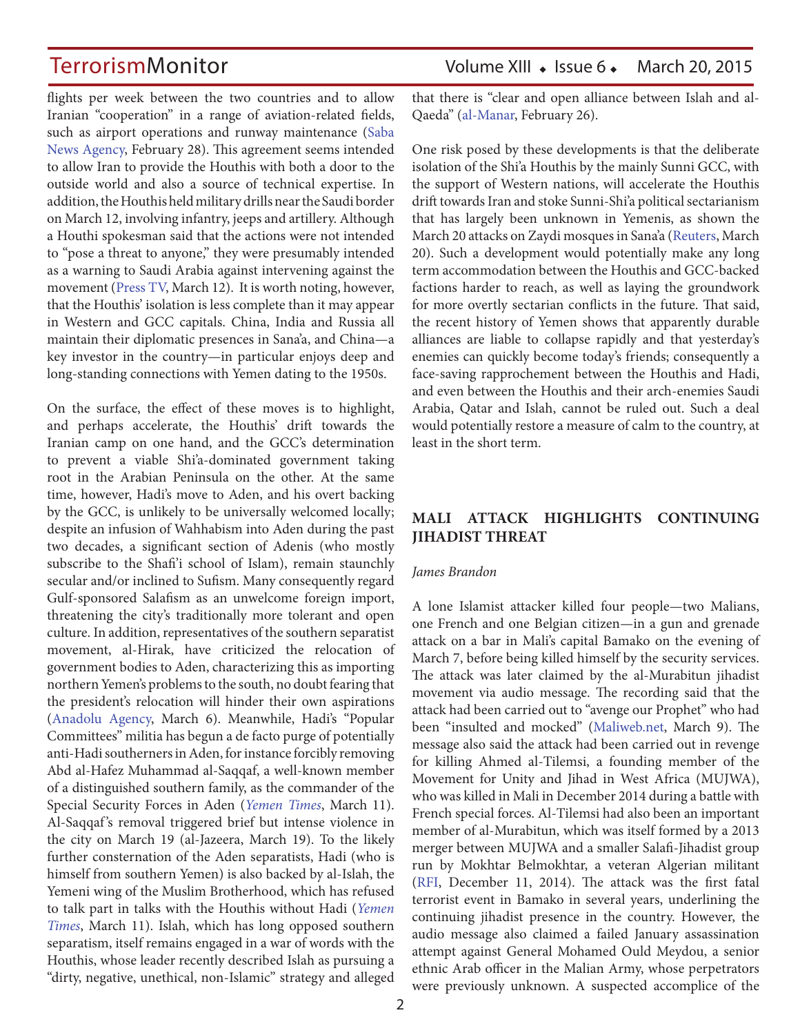flights per week between the two countries and to allow Iranian "cooperation" in a range of aviation-related fields, such as airport operations and runway maintenance (Saba News Agency, February 28). This agreement seems intended to allow Iran to provide the Houthis with both a door to the outside world and also a source of technical expertise. In addition, the Houthis held military drills near the Saudi border on March 12, involving infantry, jeeps and artillery. Although a Houthi spokesman said that the actions were not intended to "pose a threat to anyone," they were presumably intended as a warning to Saudi Arabia against intervening against the movement (Press TV, March 12). It is worth noting, however, that the Houthis' isolation is less complete than it may appear in Western and GCC capitals. China, India and Russia all maintain their diplomatic presences in Sana'a, and China—a key investor in the country—in particular enjoys deep and long-standing connections with Yemen dating to the 1950s.

On the surface, the effect of these moves is to highlight, and perhaps accelerate, the Houthis' drift towards the Iranian camp on one hand, and the GCC's determination to prevent a viable Shi'a-dominated government taking root in the Arabian Peninsula on the other. At the same time, however, Hadi's move to Aden, and his overt backing by the GCC, is unlikely to be universally welcomed locally; despite an infusion of Wahhabism into Aden during the past two decades, a significant section of Adenis (who mostly subscribe to the Shafi'i school of Islam), remain staunchly secular and/or inclined to Sufism. Many consequently regard Gulf-sponsored Salafism as an unwelcome foreign import, threatening the city's traditionally more tolerant and open culture. In addition, representatives of the southern separatist movement, al-Hirak, have criticized the relocation of government bodies to Aden, characterizing this as importing northern Yemen's problems to the south, no doubt fearing that the president's relocation will hinder their own aspirations (Anadolu Agency, March 6). Meanwhile, Hadi's "Popular Committees" militia has begun a de facto purge of potentially anti-Hadi southerners in Aden, for instance forcibly removing Abd al-Hafez Muhammad al-Saqqaf, a well-known member of a distinguished southern family, as the commander of the Special Security Forces in Aden (*Yemen Times*, March 11). Al-Saqqaf's removal triggered brief but intense violence in the city on March 19 (al-Jazeera, March 19). To the likely further consternation of the Aden separatists, Hadi (who is himself from southern Yemen) is also backed by al-Islah, the Yemeni wing of the Muslim Brotherhood, which has refused to talk part in talks with the Houthis without Hadi (*Yemen Times*, March 11). Islah, which has long opposed southern separatism, itself remains engaged in a war of words with the Houthis, whose leader recently described Islah as pursuing a "dirty, negative, unethical, non-Islamic" strategy and alleged that there is "clear and open alliance between Islah and al-Qaeda" (al-Manar, February 26).

One risk posed by these developments is that the deliberate isolation of the Shi'a Houthis by the mainly Sunni GCC, with the support of Western nations, will accelerate the Houthis drift towards Iran and stoke Sunni-Shi'a political sectarianism that has largely been unknown in Yemenis, as shown the March 20 attacks on Zaydi mosques in Sana'a (Reuters, March 20). Such a development would potentially make any long term accommodation between the Houthis and GCC-backed factions harder to reach, as well as laying the groundwork for more overtly sectarian conflicts in the future. That said, the recent history of Yemen shows that apparently durable alliances are liable to collapse rapidly and that yesterday's enemies can quickly become today's friends; consequently a face-saving rapprochement between the Houthis and Hadi, and even between the Houthis and their arch-enemies Saudi Arabia, Qatar and Islah, cannot be ruled out. Such a deal would potentially restore a measure of calm to the country, at least in the short term.

## MALI ATTACK HIGHLIGHTS CONTINUING JIHADIST THREAT

*James Brandon*

A lone Islamist attacker killed four people—two Malians, one French and one Belgian citizen—in a gun and grenade attack on a bar in Mali's capital Bamako on the evening of March 7, before being killed himself by the security services. The attack was later claimed by the al-Murabitun jihadist movement via audio message. The recording said that the attack had been carried out to "avenge our Prophet" who had been "insulted and mocked" (Maliweb.net, March 9). The message also said the attack had been carried out in revenge for killing Ahmed al-Tilemsi, a founding member of the Movement for Unity and Jihad in West Africa (MUJWA), who was killed in Mali in December 2014 during a battle with French special forces. Al-Tilemsi had also been an important member of al-Murabitun, which was itself formed by a 2013 merger between MUJWA and a smaller Salafi-Jihadist group run by Mokhtar Belmokhtar, a veteran Algerian militant (RFI, December 11, 2014). The attack was the first fatal terrorist event in Bamako in several years, underlining the continuing jihadist presence in the country. However, the audio message also claimed a failed January assassination attempt against General Mohamed Ould Meydou, a senior ethnic Arab officer in the Malian Army, whose perpetrators were previously unknown. A suspected accomplice of the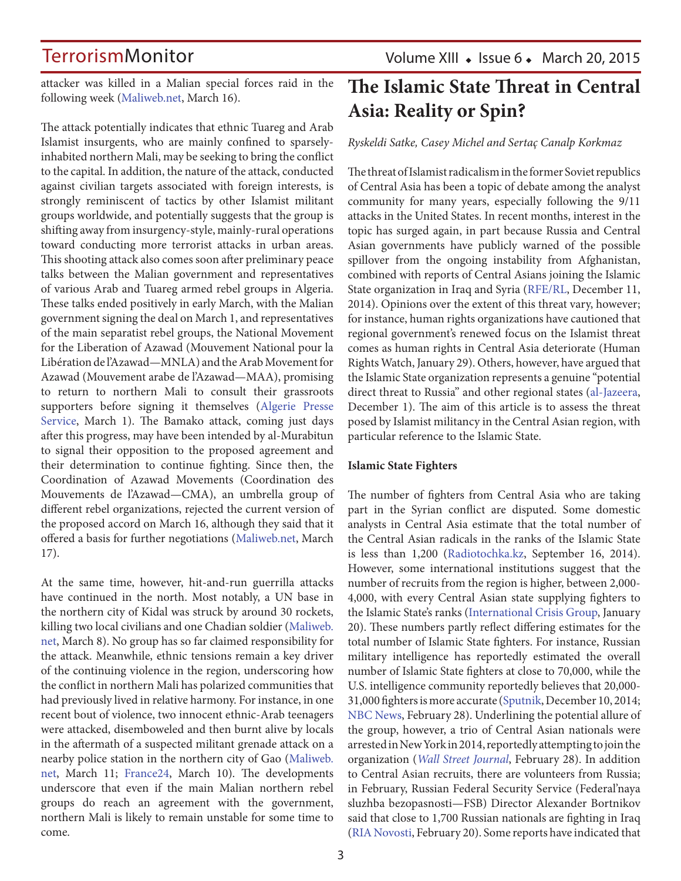attacker was killed in a Malian special forces raid in the following week (Maliweb.net, March 16).

The attack potentially indicates that ethnic Tuareg and Arab Islamist insurgents, who are mainly confined to sparsely-inhabited northern Mali, may be seeking to bring the conflict to the capital. In addition, the nature of the attack, conducted against civilian targets associated with foreign interests, is strongly reminiscent of tactics by other Islamist militant groups worldwide, and potentially suggests that the group is shifting away from insurgency-style, mainly-rural operations toward conducting more terrorist attacks in urban areas. This shooting attack also comes soon after preliminary peace talks between the Malian government and representatives of various Arab and Tuareg armed rebel groups in Algeria. These talks ended positively in early March, with the Malian government signing the deal on March 1, and representatives of the main separatist rebel groups, the National Movement for the Liberation of Azawad (Mouvement National pour la Libération de l'Azawad—MNLA) and the Arab Movement for Azawad (Mouvement arabe de l'Azawad—MAA), promising to return to northern Mali to consult their grassroots supporters before signing it themselves (Algerie Presse Service, March 1). The Bamako attack, coming just days after this progress, may have been intended by al-Murabitun to signal their opposition to the proposed agreement and their determination to continue fighting. Since then, the Coordination of Azawad Movements (Coordination des Mouvements de l'Azawad—CMA), an umbrella group of different rebel organizations, rejected the current version of the proposed accord on March 16, although they said that it offered a basis for further negotiations (Maliweb.net, March 17).

At the same time, however, hit-and-run guerrilla attacks have continued in the north. Most notably, a UN base in the northern city of Kidal was struck by around 30 rockets, killing two local civilians and one Chadian soldier (Maliweb.net, March 8). No group has so far claimed responsibility for the attack. Meanwhile, ethnic tensions remain a key driver of the continuing violence in the region, underscoring how the conflict in northern Mali has polarized communities that had previously lived in relative harmony. For instance, in one recent bout of violence, two innocent ethnic-Arab teenagers were attacked, disemboweled and then burnt alive by locals in the aftermath of a suspected militant grenade attack on a nearby police station in the northern city of Gao (Maliweb.net, March 11; France24, March 10). The developments underscore that even if the main Malian northern rebel groups do reach an agreement with the government, northern Mali is likely to remain unstable for some time to come.

# The Islamic State Threat in Central Asia: Reality or Spin?

*Ryskeldi Satke, Casey Michel and Sertaç Canalp Korkmaz*

The threat of Islamist radicalism in the former Soviet republics of Central Asia has been a topic of debate among the analyst community for many years, especially following the 9/11 attacks in the United States. In recent months, interest in the topic has surged again, in part because Russia and Central Asian governments have publicly warned of the possible spillover from the ongoing instability from Afghanistan, combined with reports of Central Asians joining the Islamic State organization in Iraq and Syria (RFE/RL, December 11, 2014). Opinions over the extent of this threat vary, however; for instance, human rights organizations have cautioned that regional government's renewed focus on the Islamist threat comes as human rights in Central Asia deteriorate (Human Rights Watch, January 29). Others, however, have argued that the Islamic State organization represents a genuine "potential direct threat to Russia" and other regional states (al-Jazeera, December 1). The aim of this article is to assess the threat posed by Islamist militancy in the Central Asian region, with particular reference to the Islamic State.

**Islamic State Fighters**

The number of fighters from Central Asia who are taking part in the Syrian conflict are disputed. Some domestic analysts in Central Asia estimate that the total number of the Central Asian radicals in the ranks of the Islamic State is less than 1,200 (Radiotochka.kz, September 16, 2014). However, some international institutions suggest that the number of recruits from the region is higher, between 2,000-4,000, with every Central Asian state supplying fighters to the Islamic State's ranks (International Crisis Group, January 20). These numbers partly reflect differing estimates for the total number of Islamic State fighters. For instance, Russian military intelligence has reportedly estimated the overall number of Islamic State fighters at close to 70,000, while the U.S. intelligence community reportedly believes that 20,000-31,000 fighters is more accurate (Sputnik, December 10, 2014; NBC News, February 28). Underlining the potential allure of the group, however, a trio of Central Asian nationals were arrested in New York in 2014, reportedly attempting to join the organization (*Wall Street Journal*, February 28). In addition to Central Asian recruits, there are volunteers from Russia; in February, Russian Federal Security Service (Federal'naya sluzhba bezopasnosti—FSB) Director Alexander Bortnikov said that close to 1,700 Russian nationals are fighting in Iraq (RIA Novosti, February 20). Some reports have indicated that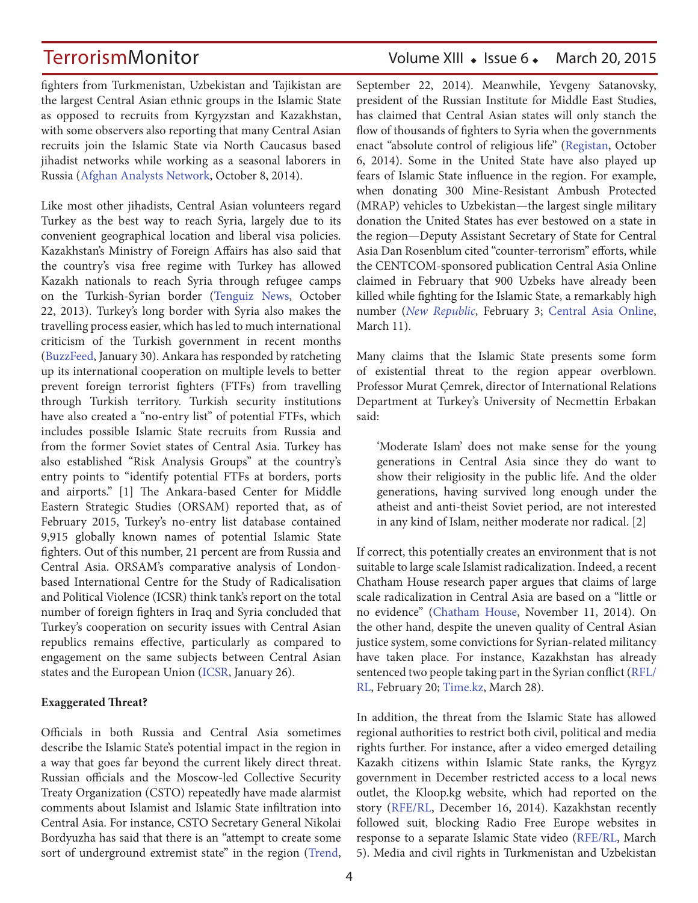fighters from Turkmenistan, Uzbekistan and Tajikistan are the largest Central Asian ethnic groups in the Islamic State as opposed to recruits from Kyrgyzstan and Kazakhstan, with some observers also reporting that many Central Asian recruits join the Islamic State via North Caucasus based jihadist networks while working as a seasonal laborers in Russia (Afghan Analysts Network, October 8, 2014).

Like most other jihadists, Central Asian volunteers regard Turkey as the best way to reach Syria, largely due to its convenient geographical location and liberal visa policies. Kazakhstan's Ministry of Foreign Affairs has also said that the country's visa free regime with Turkey has allowed Kazakh nationals to reach Syria through refugee camps on the Turkish-Syrian border (Tenguiz News, October 22, 2013). Turkey's long border with Syria also makes the travelling process easier, which has led to much international criticism of the Turkish government in recent months (BuzzFeed, January 30). Ankara has responded by ratcheting up its international cooperation on multiple levels to better prevent foreign terrorist fighters (FTFs) from travelling through Turkish territory. Turkish security institutions have also created a "no-entry list" of potential FTFs, which includes possible Islamic State recruits from Russia and from the former Soviet states of Central Asia. Turkey has also established "Risk Analysis Groups" at the country's entry points to "identify potential FTFs at borders, ports and airports." [1] The Ankara-based Center for Middle Eastern Strategic Studies (ORSAM) reported that, as of February 2015, Turkey's no-entry list database contained 9,915 globally known names of potential Islamic State fighters. Out of this number, 21 percent are from Russia and Central Asia. ORSAM's comparative analysis of London-based International Centre for the Study of Radicalisation and Political Violence (ICSR) think tank's report on the total number of foreign fighters in Iraq and Syria concluded that Turkey's cooperation on security issues with Central Asian republics remains effective, particularly as compared to engagement on the same subjects between Central Asian states and the European Union (ICSR, January 26).

**Exaggerated Threat?**

Officials in both Russia and Central Asia sometimes describe the Islamic State's potential impact in the region in a way that goes far beyond the current likely direct threat. Russian officials and the Moscow-led Collective Security Treaty Organization (CSTO) repeatedly have made alarmist comments about Islamist and Islamic State infiltration into Central Asia. For instance, CSTO Secretary General Nikolai Bordyuzha has said that there is an "attempt to create some sort of underground extremist state" in the region (Trend, September 22, 2014). Meanwhile, Yevgeny Satanovsky, president of the Russian Institute for Middle East Studies, has claimed that Central Asian states will only stanch the flow of thousands of fighters to Syria when the governments enact "absolute control of religious life" (Registan, October 6, 2014). Some in the United State have also played up fears of Islamic State influence in the region. For example, when donating 300 Mine-Resistant Ambush Protected (MRAP) vehicles to Uzbekistan—the largest single military donation the United States has ever bestowed on a state in the region—Deputy Assistant Secretary of State for Central Asia Dan Rosenblum cited "counter-terrorism" efforts, while the CENTCOM-sponsored publication Central Asia Online claimed in February that 900 Uzbeks have already been killed while fighting for the Islamic State, a remarkably high number (*New Republic*, February 3; Central Asia Online, March 11).

Many claims that the Islamic State presents some form of existential threat to the region appear overblown. Professor Murat Çemrek, director of International Relations Department at Turkey's University of Necmettin Erbakan said:

> 'Moderate Islam' does not make sense for the young generations in Central Asia since they do want to show their religiosity in the public life. And the older generations, having survived long enough under the atheist and anti-theist Soviet period, are not interested in any kind of Islam, neither moderate nor radical. [2]

If correct, this potentially creates an environment that is not suitable to large scale Islamist radicalization. Indeed, a recent Chatham House research paper argues that claims of large scale radicalization in Central Asia are based on a "little or no evidence" (Chatham House, November 11, 2014). On the other hand, despite the uneven quality of Central Asian justice system, some convictions for Syrian-related militancy have taken place. For instance, Kazakhstan has already sentenced two people taking part in the Syrian conflict (RFL/RL, February 20; Time.kz, March 28).

In addition, the threat from the Islamic State has allowed regional authorities to restrict both civil, political and media rights further. For instance, after a video emerged detailing Kazakh citizens within Islamic State ranks, the Kyrgyz government in December restricted access to a local news outlet, the Kloop.kg website, which had reported on the story (RFE/RL, December 16, 2014). Kazakhstan recently followed suit, blocking Radio Free Europe websites in response to a separate Islamic State video (RFE/RL, March 5). Media and civil rights in Turkmenistan and Uzbekistan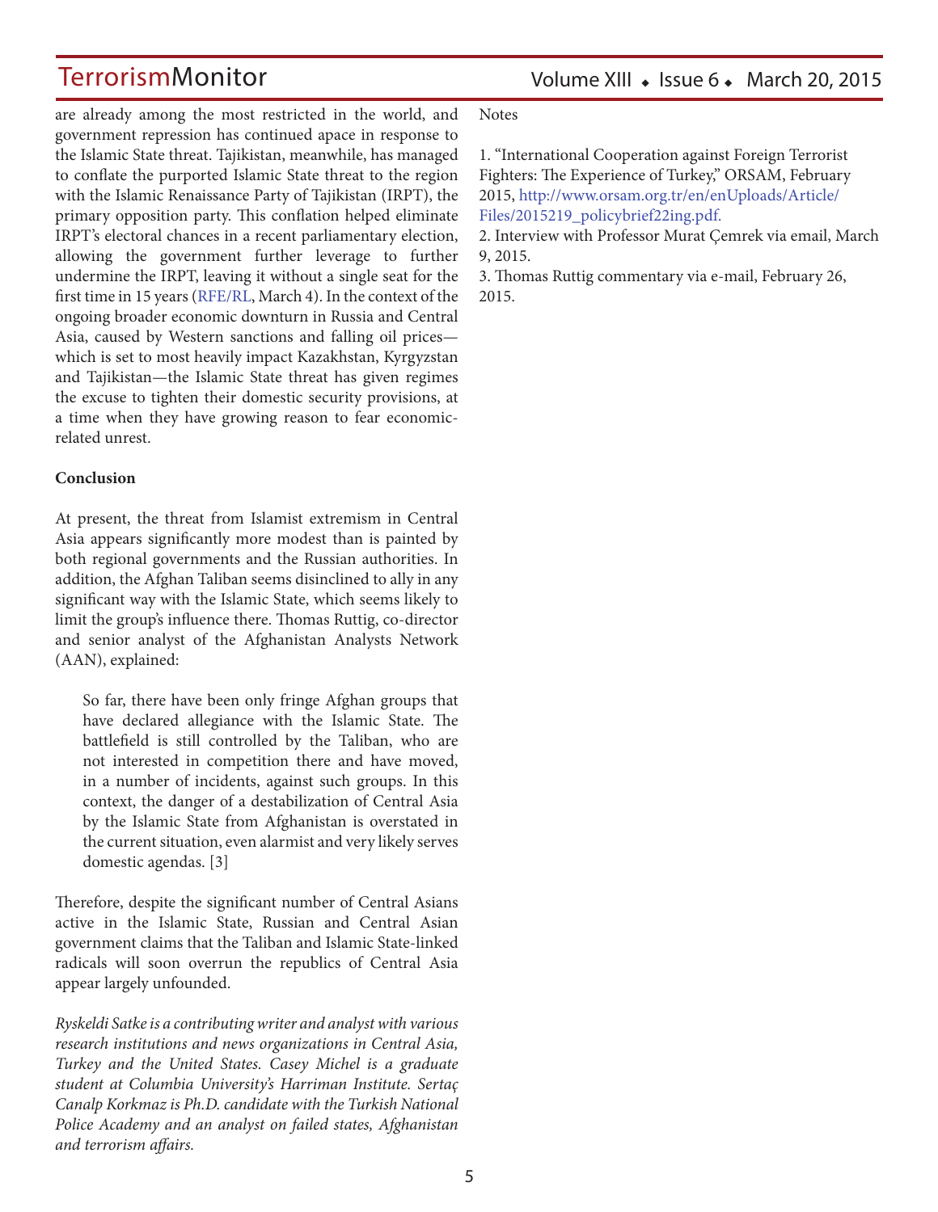are already among the most restricted in the world, and government repression has continued apace in response to the Islamic State threat. Tajikistan, meanwhile, has managed to conflate the purported Islamic State threat to the region with the Islamic Renaissance Party of Tajikistan (IRPT), the primary opposition party. This conflation helped eliminate IRPT's electoral chances in a recent parliamentary election, allowing the government further leverage to further undermine the IRPT, leaving it without a single seat for the first time in 15 years (RFE/RL, March 4). In the context of the ongoing broader economic downturn in Russia and Central Asia, caused by Western sanctions and falling oil prices—which is set to most heavily impact Kazakhstan, Kyrgyzstan and Tajikistan—the Islamic State threat has given regimes the excuse to tighten their domestic security provisions, at a time when they have growing reason to fear economic-related unrest.

**Conclusion**

At present, the threat from Islamist extremism in Central Asia appears significantly more modest than is painted by both regional governments and the Russian authorities. In addition, the Afghan Taliban seems disinclined to ally in any significant way with the Islamic State, which seems likely to limit the group's influence there. Thomas Ruttig, co-director and senior analyst of the Afghanistan Analysts Network (AAN), explained:

> So far, there have been only fringe Afghan groups that have declared allegiance with the Islamic State. The battlefield is still controlled by the Taliban, who are not interested in competition there and have moved, in a number of incidents, against such groups. In this context, the danger of a destabilization of Central Asia by the Islamic State from Afghanistan is overstated in the current situation, even alarmist and very likely serves domestic agendas. [3]

Therefore, despite the significant number of Central Asians active in the Islamic State, Russian and Central Asian government claims that the Taliban and Islamic State-linked radicals will soon overrun the republics of Central Asia appear largely unfounded.

*Ryskeldi Satke is a contributing writer and analyst with various research institutions and news organizations in Central Asia, Turkey and the United States. Casey Michel is a graduate student at Columbia University's Harriman Institute. Sertaç Canalp Korkmaz is Ph.D. candidate with the Turkish National Police Academy and an analyst on failed states, Afghanistan and terrorism affairs.*

Notes

1. "International Cooperation against Foreign Terrorist Fighters: The Experience of Turkey," ORSAM, February 2015, http://www.orsam.org.tr/en/enUploads/Article/Files/2015219_policybrief22ing.pdf.
2. Interview with Professor Murat Çemrek via email, March 9, 2015.
3. Thomas Ruttig commentary via e-mail, February 26, 2015.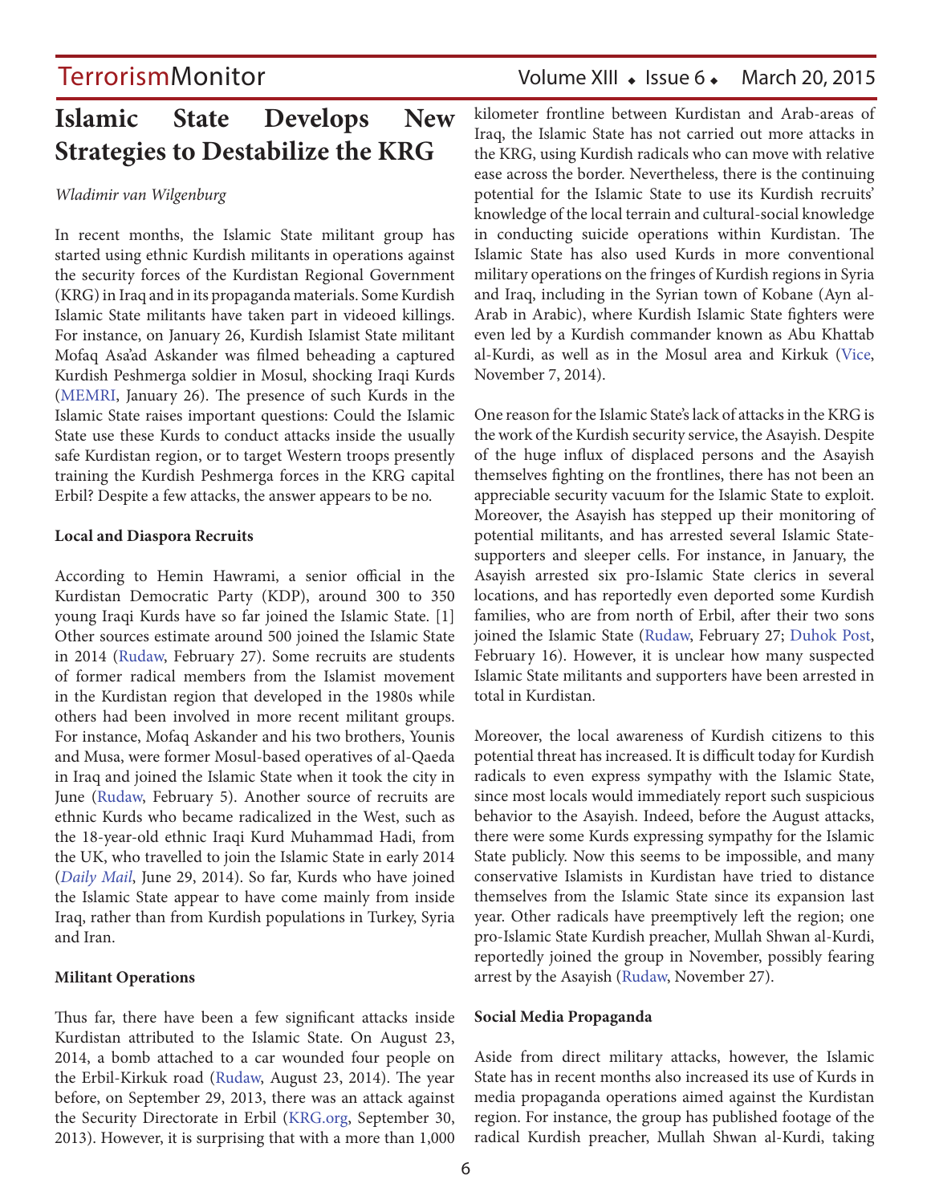# Islamic State Develops New Strategies to Destabilize the KRG

*Wladimir van Wilgenburg*

In recent months, the Islamic State militant group has started using ethnic Kurdish militants in operations against the security forces of the Kurdistan Regional Government (KRG) in Iraq and in its propaganda materials. Some Kurdish Islamic State militants have taken part in videoed killings. For instance, on January 26, Kurdish Islamist State militant Mofaq Asa'ad Askander was filmed beheading a captured Kurdish Peshmerga soldier in Mosul, shocking Iraqi Kurds (MEMRI, January 26). The presence of such Kurds in the Islamic State raises important questions: Could the Islamic State use these Kurds to conduct attacks inside the usually safe Kurdistan region, or to target Western troops presently training the Kurdish Peshmerga forces in the KRG capital Erbil? Despite a few attacks, the answer appears to be no.

**Local and Diaspora Recruits**

According to Hemin Hawrami, a senior official in the Kurdistan Democratic Party (KDP), around 300 to 350 young Iraqi Kurds have so far joined the Islamic State. [1] Other sources estimate around 500 joined the Islamic State in 2014 (Rudaw, February 27). Some recruits are students of former radical members from the Islamist movement in the Kurdistan region that developed in the 1980s while others had been involved in more recent militant groups. For instance, Mofaq Askander and his two brothers, Younis and Musa, were former Mosul-based operatives of al-Qaeda in Iraq and joined the Islamic State when it took the city in June (Rudaw, February 5). Another source of recruits are ethnic Kurds who became radicalized in the West, such as the 18-year-old ethnic Iraqi Kurd Muhammad Hadi, from the UK, who travelled to join the Islamic State in early 2014 (*Daily Mail*, June 29, 2014). So far, Kurds who have joined the Islamic State appear to have come mainly from inside Iraq, rather than from Kurdish populations in Turkey, Syria and Iran.

**Militant Operations**

Thus far, there have been a few significant attacks inside Kurdistan attributed to the Islamic State. On August 23, 2014, a bomb attached to a car wounded four people on the Erbil-Kirkuk road (Rudaw, August 23, 2014). The year before, on September 29, 2013, there was an attack against the Security Directorate in Erbil (KRG.org, September 30, 2013). However, it is surprising that with a more than 1,000 kilometer frontline between Kurdistan and Arab-areas of Iraq, the Islamic State has not carried out more attacks in the KRG, using Kurdish radicals who can move with relative ease across the border. Nevertheless, there is the continuing potential for the Islamic State to use its Kurdish recruits' knowledge of the local terrain and cultural-social knowledge in conducting suicide operations within Kurdistan. The Islamic State has also used Kurds in more conventional military operations on the fringes of Kurdish regions in Syria and Iraq, including in the Syrian town of Kobane (Ayn al-Arab in Arabic), where Kurdish Islamic State fighters were even led by a Kurdish commander known as Abu Khattab al-Kurdi, as well as in the Mosul area and Kirkuk (Vice, November 7, 2014).

One reason for the Islamic State's lack of attacks in the KRG is the work of the Kurdish security service, the Asayish. Despite of the huge influx of displaced persons and the Asayish themselves fighting on the frontlines, there has not been an appreciable security vacuum for the Islamic State to exploit. Moreover, the Asayish has stepped up their monitoring of potential militants, and has arrested several Islamic State-supporters and sleeper cells. For instance, in January, the Asayish arrested six pro-Islamic State clerics in several locations, and has reportedly even deported some Kurdish families, who are from north of Erbil, after their two sons joined the Islamic State (Rudaw, February 27; Duhok Post, February 16). However, it is unclear how many suspected Islamic State militants and supporters have been arrested in total in Kurdistan.

Moreover, the local awareness of Kurdish citizens to this potential threat has increased. It is difficult today for Kurdish radicals to even express sympathy with the Islamic State, since most locals would immediately report such suspicious behavior to the Asayish. Indeed, before the August attacks, there were some Kurds expressing sympathy for the Islamic State publicly. Now this seems to be impossible, and many conservative Islamists in Kurdistan have tried to distance themselves from the Islamic State since its expansion last year. Other radicals have preemptively left the region; one pro-Islamic State Kurdish preacher, Mullah Shwan al-Kurdi, reportedly joined the group in November, possibly fearing arrest by the Asayish (Rudaw, November 27).

**Social Media Propaganda**

Aside from direct military attacks, however, the Islamic State has in recent months also increased its use of Kurds in media propaganda operations aimed against the Kurdistan region. For instance, the group has published footage of the radical Kurdish preacher, Mullah Shwan al-Kurdi, taking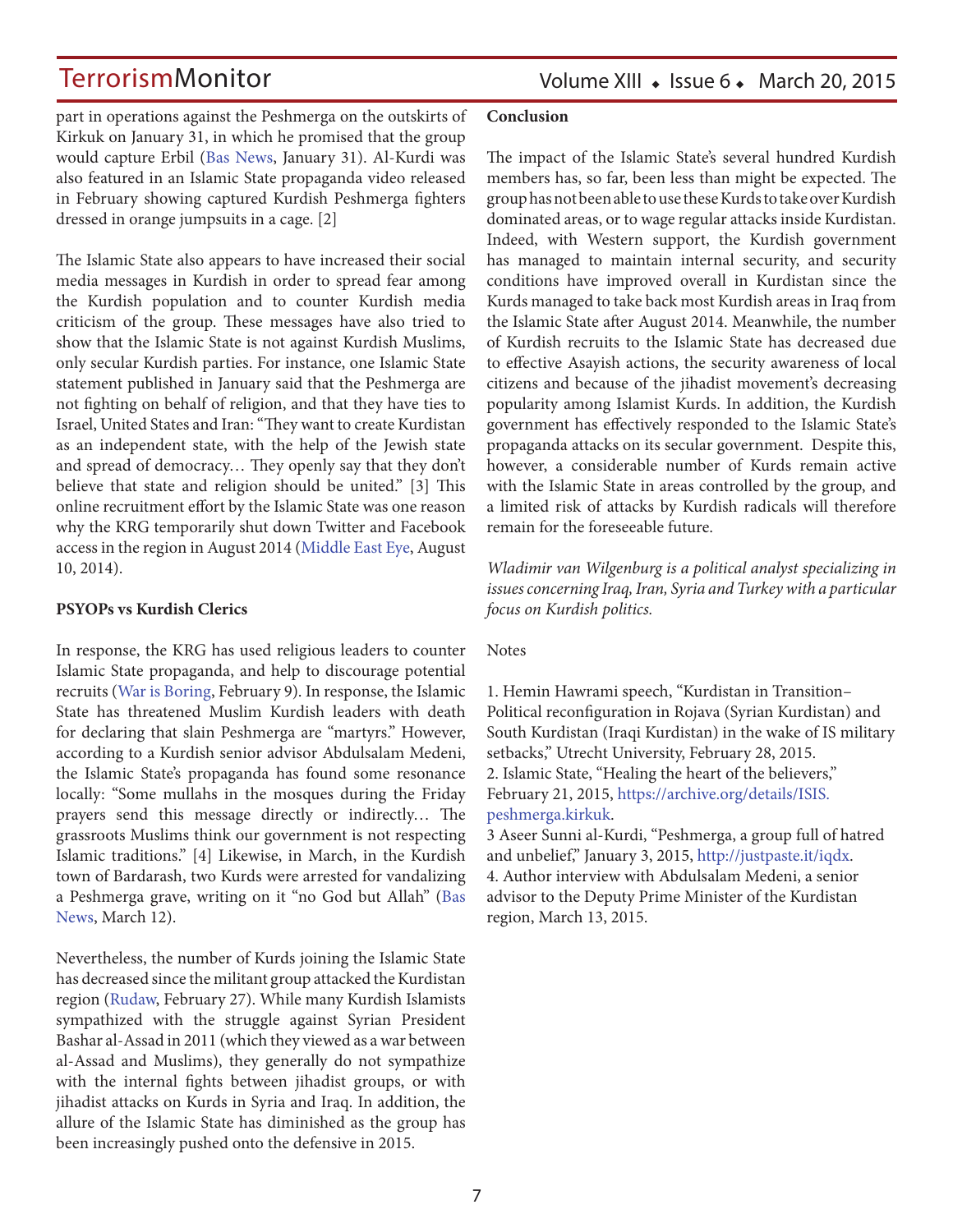part in operations against the Peshmerga on the outskirts of Kirkuk on January 31, in which he promised that the group would capture Erbil (Bas News, January 31). Al-Kurdi was also featured in an Islamic State propaganda video released in February showing captured Kurdish Peshmerga fighters dressed in orange jumpsuits in a cage. [2]

The Islamic State also appears to have increased their social media messages in Kurdish in order to spread fear among the Kurdish population and to counter Kurdish media criticism of the group. These messages have also tried to show that the Islamic State is not against Kurdish Muslims, only secular Kurdish parties. For instance, one Islamic State statement published in January said that the Peshmerga are not fighting on behalf of religion, and that they have ties to Israel, United States and Iran: "They want to create Kurdistan as an independent state, with the help of the Jewish state and spread of democracy… They openly say that they don't believe that state and religion should be united." [3] This online recruitment effort by the Islamic State was one reason why the KRG temporarily shut down Twitter and Facebook access in the region in August 2014 (Middle East Eye, August 10, 2014).

**PSYOPs vs Kurdish Clerics**

In response, the KRG has used religious leaders to counter Islamic State propaganda, and help to discourage potential recruits (War is Boring, February 9). In response, the Islamic State has threatened Muslim Kurdish leaders with death for declaring that slain Peshmerga are "martyrs." However, according to a Kurdish senior advisor Abdulsalam Medeni, the Islamic State's propaganda has found some resonance locally: "Some mullahs in the mosques during the Friday prayers send this message directly or indirectly… The grassroots Muslims think our government is not respecting Islamic traditions." [4] Likewise, in March, in the Kurdish town of Bardarash, two Kurds were arrested for vandalizing a Peshmerga grave, writing on it "no God but Allah" (Bas News, March 12).

Nevertheless, the number of Kurds joining the Islamic State has decreased since the militant group attacked the Kurdistan region (Rudaw, February 27). While many Kurdish Islamists sympathized with the struggle against Syrian President Bashar al-Assad in 2011 (which they viewed as a war between al-Assad and Muslims), they generally do not sympathize with the internal fights between jihadist groups, or with jihadist attacks on Kurds in Syria and Iraq. In addition, the allure of the Islamic State has diminished as the group has been increasingly pushed onto the defensive in 2015.

**Conclusion**

The impact of the Islamic State's several hundred Kurdish members has, so far, been less than might be expected. The group has not been able to use these Kurds to take over Kurdish dominated areas, or to wage regular attacks inside Kurdistan. Indeed, with Western support, the Kurdish government has managed to maintain internal security, and security conditions have improved overall in Kurdistan since the Kurds managed to take back most Kurdish areas in Iraq from the Islamic State after August 2014. Meanwhile, the number of Kurdish recruits to the Islamic State has decreased due to effective Asayish actions, the security awareness of local citizens and because of the jihadist movement's decreasing popularity among Islamist Kurds. In addition, the Kurdish government has effectively responded to the Islamic State's propaganda attacks on its secular government. Despite this, however, a considerable number of Kurds remain active with the Islamic State in areas controlled by the group, and a limited risk of attacks by Kurdish radicals will therefore remain for the foreseeable future.

*Wladimir van Wilgenburg is a political analyst specializing in issues concerning Iraq, Iran, Syria and Turkey with a particular focus on Kurdish politics.*

Notes

1. Hemin Hawrami speech, "Kurdistan in Transition– Political reconfiguration in Rojava (Syrian Kurdistan) and South Kurdistan (Iraqi Kurdistan) in the wake of IS military setbacks," Utrecht University, February 28, 2015.
2. Islamic State, "Healing the heart of the believers," February 21, 2015, https://archive.org/details/ISIS.peshmerga.kirkuk.
3 Aseer Sunni al-Kurdi, "Peshmerga, a group full of hatred and unbelief," January 3, 2015, http://justpaste.it/iqdx.
4. Author interview with Abdulsalam Medeni, a senior advisor to the Deputy Prime Minister of the Kurdistan region, March 13, 2015.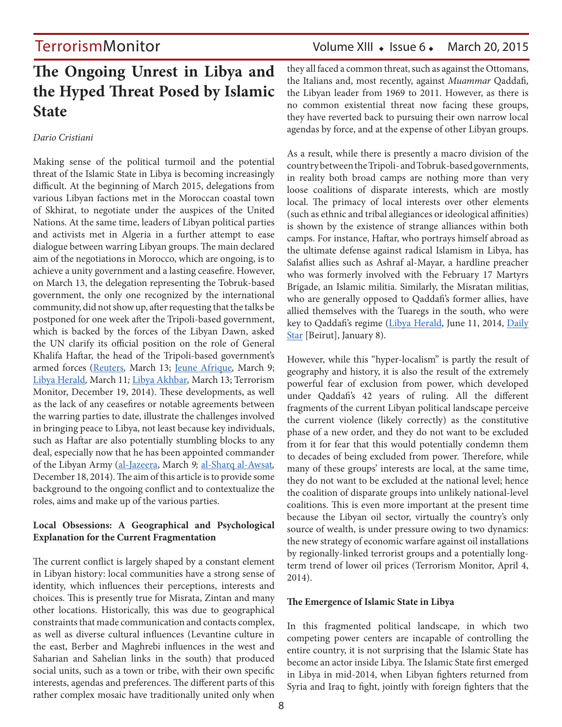# The Ongoing Unrest in Libya and the Hyped Threat Posed by Islamic State

*Dario Cristiani*

Making sense of the political turmoil and the potential threat of the Islamic State in Libya is becoming increasingly difficult. At the beginning of March 2015, delegations from various Libyan factions met in the Moroccan coastal town of Skhirat, to negotiate under the auspices of the United Nations. At the same time, leaders of Libyan political parties and activists met in Algeria in a further attempt to ease dialogue between warring Libyan groups. The main declared aim of the negotiations in Morocco, which are ongoing, is to achieve a unity government and a lasting ceasefire. However, on March 13, the delegation representing the Tobruk-based government, the only one recognized by the international community, did not show up, after requesting that the talks be postponed for one week after the Tripoli-based government, which is backed by the forces of the Libyan Dawn, asked the UN clarify its official position on the role of General Khalifa Haftar, the head of the Tripoli-based government's armed forces (Reuters*,* March 13; Jeune Afrique*,* March 9; Libya Herald*,* March 11*;* Libya Akhbar, March 13; Terrorism Monitor, December 19, 2014). These developments, as well as the lack of any ceasefires or notable agreements between the warring parties to date, illustrate the challenges involved in bringing peace to Libya, not least because key individuals, such as Haftar are also potentially stumbling blocks to any deal, especially now that he has been appointed commander of the Libyan Army (al-Jazeera, March *9;* al-Sharq al-Awsat*,* December 18, 2014). The aim of this article is to provide some background to the ongoing conflict and to contextualize the roles, aims and make up of the various parties.

**Local Obsessions: A Geographical and Psychological Explanation for the Current Fragmentation**

The current conflict is largely shaped by a constant element in Libyan history: local communities have a strong sense of identity, which influences their perceptions, interests and choices. This is presently true for Misrata, Zintan and many other locations. Historically, this was due to geographical constraints that made communication and contacts complex, as well as diverse cultural influences (Levantine culture in the east, Berber and Maghrebi influences in the west and Saharian and Sahelian links in the south) that produced social units, such as a town or tribe, with their own specific interests, agendas and preferences. The different parts of this rather complex mosaic have traditionally united only when they all faced a common threat, such as against the Ottomans, the Italians and, most recently, against *Muammar* Qaddafi, the Libyan leader from 1969 to 2011. However, as there is no common existential threat now facing these groups, they have reverted back to pursuing their own narrow local agendas by force, and at the expense of other Libyan groups.

As a result, while there is presently a macro division of the country between the Tripoli- and Tobruk-based governments, in reality both broad camps are nothing more than very loose coalitions of disparate interests, which are mostly local. The primacy of local interests over other elements (such as ethnic and tribal allegiances or ideological affinities) is shown by the existence of strange alliances within both camps. For instance, Haftar, who portrays himself abroad as the ultimate defense against radical Islamism in Libya, has Salafist allies such as Ashraf al-Mayar, a hardline preacher who was formerly involved with the February 17 Martyrs Brigade, an Islamic militia. Similarly, the Misratan militias, who are generally opposed to Qaddafi's former allies, have allied themselves with the Tuaregs in the south, who were key to Qaddafi's regime (Libya Herald, June 11, 2014, Daily Star [Beirut], January 8).

However, while this "hyper-localism" is partly the result of geography and history, it is also the result of the extremely powerful fear of exclusion from power, which developed under Qaddafi's 42 years of ruling. All the different fragments of the current Libyan political landscape perceive the current violence (likely correctly) as the constitutive phase of a new order, and they do not want to be excluded from it for fear that this would potentially condemn them to decades of being excluded from power. Therefore, while many of these groups' interests are local, at the same time, they do not want to be excluded at the national level; hence the coalition of disparate groups into unlikely national-level coalitions. This is even more important at the present time because the Libyan oil sector, virtually the country's only source of wealth, is under pressure owing to two dynamics: the new strategy of economic warfare against oil installations by regionally-linked terrorist groups and a potentially long-term trend of lower oil prices (Terrorism Monitor, April 4, 2014).

**The Emergence of Islamic State in Libya**

In this fragmented political landscape, in which two competing power centers are incapable of controlling the entire country, it is not surprising that the Islamic State has become an actor inside Libya. The Islamic State first emerged in Libya in mid-2014, when Libyan fighters returned from Syria and Iraq to fight, jointly with foreign fighters that the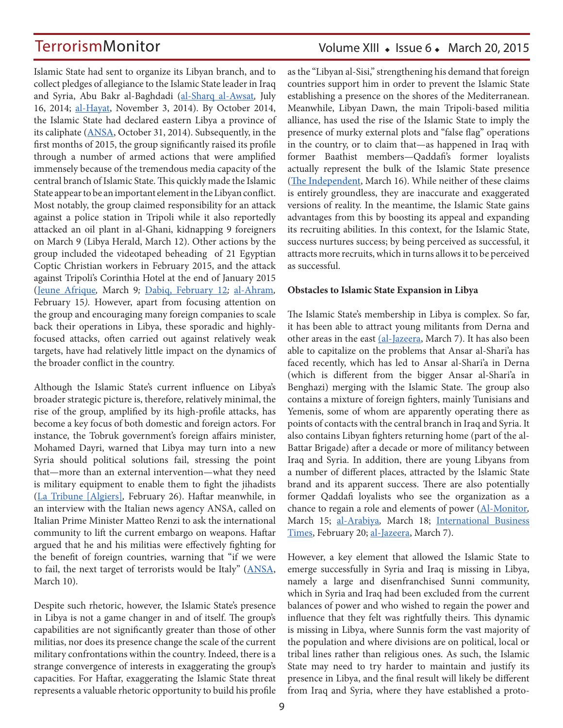Islamic State had sent to organize its Libyan branch, and to collect pledges of allegiance to the Islamic State leader in Iraq and Syria, Abu Bakr al-Baghdadi (al-Sharq al-Awsat, July 16, 2014; al-Hayat, November 3, 2014). By October 2014, the Islamic State had declared eastern Libya a province of its caliphate (ANSA, October 31, 2014). Subsequently, in the first months of 2015, the group significantly raised its profile through a number of armed actions that were amplified immensely because of the tremendous media capacity of the central branch of Islamic State. This quickly made the Islamic State appear to be an important element in the Libyan conflict. Most notably, the group claimed responsibility for an attack against a police station in Tripoli while it also reportedly attacked an oil plant in al-Ghani, kidnapping 9 foreigners on March 9 (Libya Herald, March 12). Other actions by the group included the videotaped beheading of 21 Egyptian Coptic Christian workers in February 2015, and the attack against Tripoli's Corinthia Hotel at the end of January 2015 (Jeune Afrique, March 9; Dabiq, February 12; al-Ahram, February 15). However, apart from focusing attention on the group and encouraging many foreign companies to scale back their operations in Libya, these sporadic and highly-focused attacks, often carried out against relatively weak targets, have had relatively little impact on the dynamics of the broader conflict in the country.

Although the Islamic State's current influence on Libya's broader strategic picture is, therefore, relatively minimal, the rise of the group, amplified by its high-profile attacks, has become a key focus of both domestic and foreign actors. For instance, the Tobruk government's foreign affairs minister, Mohamed Dayri, warned that Libya may turn into a new Syria should political solutions fail, stressing the point that—more than an external intervention—what they need is military equipment to enable them to fight the jihadists (La Tribune [Algiers], February 26). Haftar meanwhile, in an interview with the Italian news agency ANSA, called on Italian Prime Minister Matteo Renzi to ask the international community to lift the current embargo on weapons. Haftar argued that he and his militias were effectively fighting for the benefit of foreign countries, warning that "if we were to fail, the next target of terrorists would be Italy" (ANSA, March 10).

Despite such rhetoric, however, the Islamic State's presence in Libya is not a game changer in and of itself. The group's capabilities are not significantly greater than those of other militias, nor does its presence change the scale of the current military confrontations within the country. Indeed, there is a strange convergence of interests in exaggerating the group's capacities. For Haftar, exaggerating the Islamic State threat represents a valuable rhetoric opportunity to build his profile as the "Libyan al-Sisi," strengthening his demand that foreign countries support him in order to prevent the Islamic State establishing a presence on the shores of the Mediterranean. Meanwhile, Libyan Dawn, the main Tripoli-based militia alliance, has used the rise of the Islamic State to imply the presence of murky external plots and "false flag" operations in the country, or to claim that—as happened in Iraq with former Baathist members—Qaddafi's former loyalists actually represent the bulk of the Islamic State presence (The Independent, March 16). While neither of these claims is entirely groundless, they are inaccurate and exaggerated versions of reality. In the meantime, the Islamic State gains advantages from this by boosting its appeal and expanding its recruiting abilities. In this context, for the Islamic State, success nurtures success; by being perceived as successful, it attracts more recruits, which in turns allows it to be perceived as successful.

**Obstacles to Islamic State Expansion in Libya**

The Islamic State's membership in Libya is complex. So far, it has been able to attract young militants from Derna and other areas in the east (al-Jazeera, March 7). It has also been able to capitalize on the problems that Ansar al-Shari'a has faced recently, which has led to Ansar al-Shari'a in Derna (which is different from the bigger Ansar al-Shari'a in Benghazi) merging with the Islamic State. The group also contains a mixture of foreign fighters, mainly Tunisians and Yemenis, some of whom are apparently operating there as points of contacts with the central branch in Iraq and Syria. It also contains Libyan fighters returning home (part of the al-Battar Brigade) after a decade or more of militancy between Iraq and Syria. In addition, there are young Libyans from a number of different places, attracted by the Islamic State brand and its apparent success. There are also potentially former Qaddafi loyalists who see the organization as a chance to regain a role and elements of power (Al-Monitor, March 15; al-Arabiya, March 18; International Business Times, February 20; al-Jazeera, March 7).

However, a key element that allowed the Islamic State to emerge successfully in Syria and Iraq is missing in Libya, namely a large and disenfranchised Sunni community, which in Syria and Iraq had been excluded from the current balances of power and who wished to regain the power and influence that they felt was rightfully theirs. This dynamic is missing in Libya, where Sunnis form the vast majority of the population and where divisions are on political, local or tribal lines rather than religious ones. As such, the Islamic State may need to try harder to maintain and justify its presence in Libya, and the final result will likely be different from Iraq and Syria, where they have established a proto-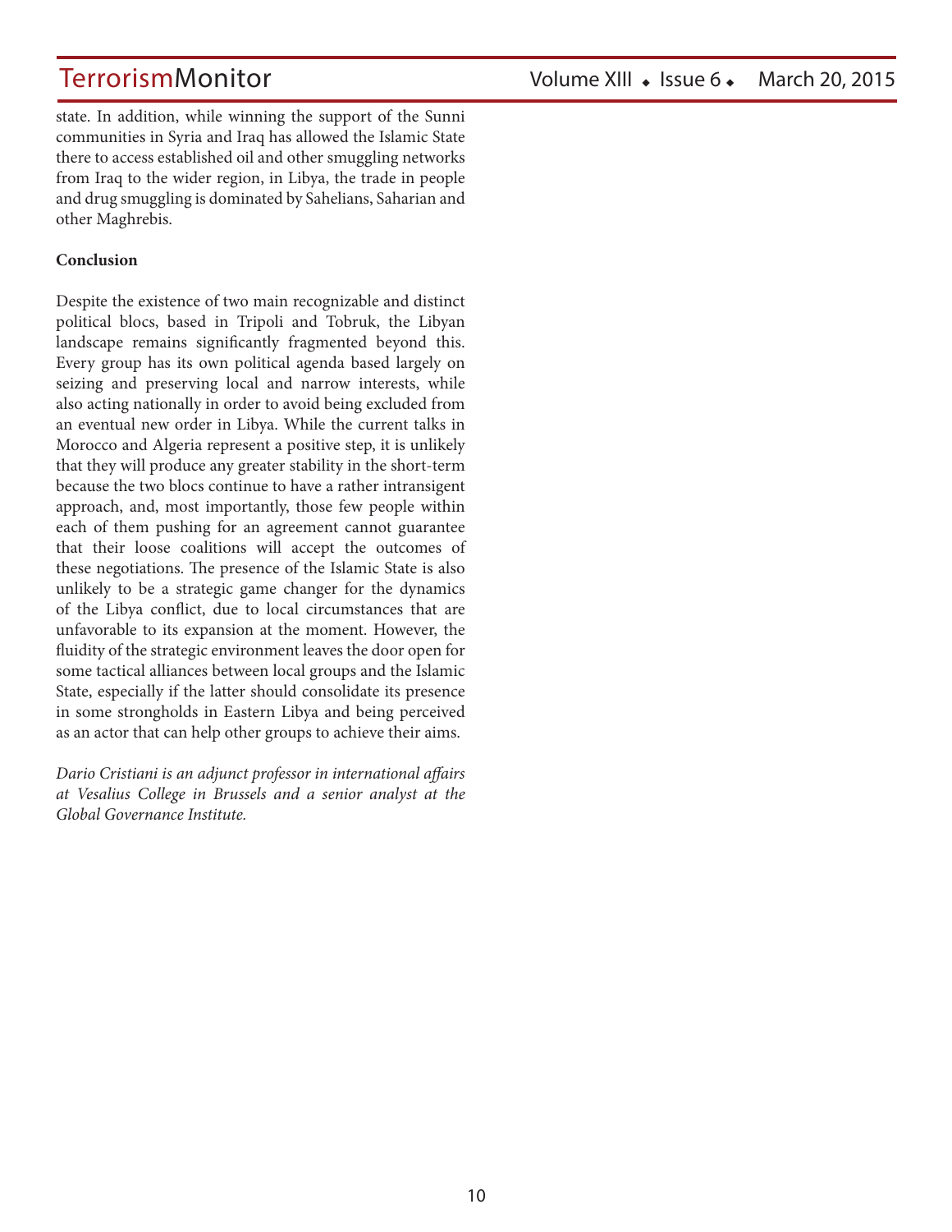state. In addition, while winning the support of the Sunni communities in Syria and Iraq has allowed the Islamic State there to access established oil and other smuggling networks from Iraq to the wider region, in Libya, the trade in people and drug smuggling is dominated by Sahelians, Saharian and other Maghrebis.

**Conclusion**

Despite the existence of two main recognizable and distinct political blocs, based in Tripoli and Tobruk, the Libyan landscape remains significantly fragmented beyond this. Every group has its own political agenda based largely on seizing and preserving local and narrow interests, while also acting nationally in order to avoid being excluded from an eventual new order in Libya. While the current talks in Morocco and Algeria represent a positive step, it is unlikely that they will produce any greater stability in the short-term because the two blocs continue to have a rather intransigent approach, and, most importantly, those few people within each of them pushing for an agreement cannot guarantee that their loose coalitions will accept the outcomes of these negotiations. The presence of the Islamic State is also unlikely to be a strategic game changer for the dynamics of the Libya conflict, due to local circumstances that are unfavorable to its expansion at the moment. However, the fluidity of the strategic environment leaves the door open for some tactical alliances between local groups and the Islamic State, especially if the latter should consolidate its presence in some strongholds in Eastern Libya and being perceived as an actor that can help other groups to achieve their aims.

*Dario Cristiani is an adjunct professor in international affairs at Vesalius College in Brussels and a senior analyst at the Global Governance Institute.*